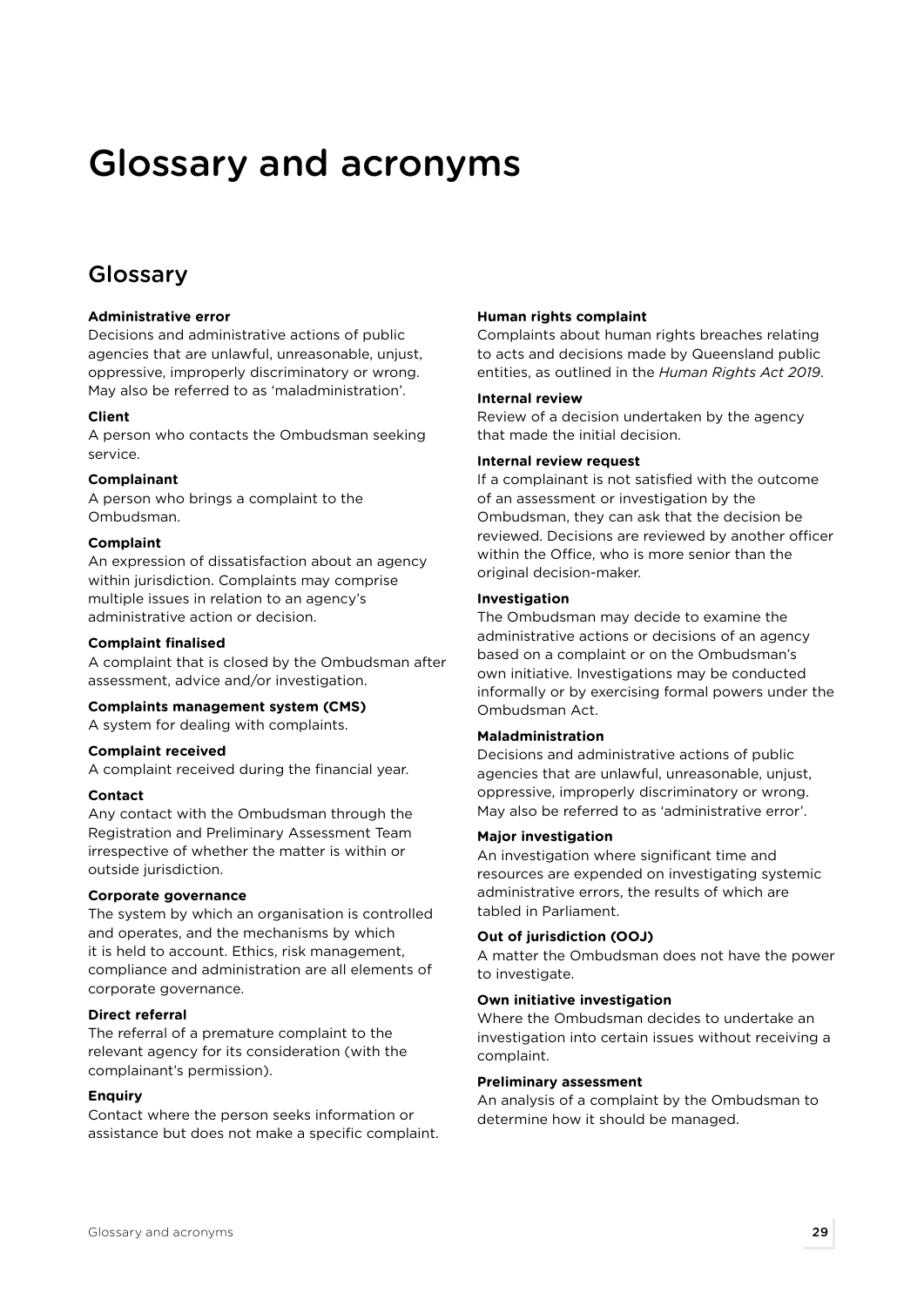# Glossary and acronyms

## Glossary

**Administrative error**
Decisions and administrative actions of public agencies that are unlawful, unreasonable, unjust, oppressive, improperly discriminatory or wrong. May also be referred to as 'maladministration'.

**Client**
A person who contacts the Ombudsman seeking service.

**Complainant**
A person who brings a complaint to the Ombudsman.

**Complaint**
An expression of dissatisfaction about an agency within jurisdiction. Complaints may comprise multiple issues in relation to an agency's administrative action or decision.

**Complaint finalised**
A complaint that is closed by the Ombudsman after assessment, advice and/or investigation.

**Complaints management system (CMS)**
A system for dealing with complaints.

**Complaint received**
A complaint received during the financial year.

**Contact**
Any contact with the Ombudsman through the Registration and Preliminary Assessment Team irrespective of whether the matter is within or outside jurisdiction.

**Corporate governance**
The system by which an organisation is controlled and operates, and the mechanisms by which it is held to account. Ethics, risk management, compliance and administration are all elements of corporate governance.

**Direct referral**
The referral of a premature complaint to the relevant agency for its consideration (with the complainant's permission).

**Enquiry**
Contact where the person seeks information or assistance but does not make a specific complaint.

**Human rights complaint**
Complaints about human rights breaches relating to acts and decisions made by Queensland public entities, as outlined in the *Human Rights Act 2019*.

**Internal review**
Review of a decision undertaken by the agency that made the initial decision.

**Internal review request**
If a complainant is not satisfied with the outcome of an assessment or investigation by the Ombudsman, they can ask that the decision be reviewed. Decisions are reviewed by another officer within the Office, who is more senior than the original decision-maker.

**Investigation**
The Ombudsman may decide to examine the administrative actions or decisions of an agency based on a complaint or on the Ombudsman's own initiative. Investigations may be conducted informally or by exercising formal powers under the Ombudsman Act.

**Maladministration**
Decisions and administrative actions of public agencies that are unlawful, unreasonable, unjust, oppressive, improperly discriminatory or wrong. May also be referred to as 'administrative error'.

**Major investigation**
An investigation where significant time and resources are expended on investigating systemic administrative errors, the results of which are tabled in Parliament.

**Out of jurisdiction (OOJ)**
A matter the Ombudsman does not have the power to investigate.

**Own initiative investigation**
Where the Ombudsman decides to undertake an investigation into certain issues without receiving a complaint.

**Preliminary assessment**
An analysis of a complaint by the Ombudsman to determine how it should be managed.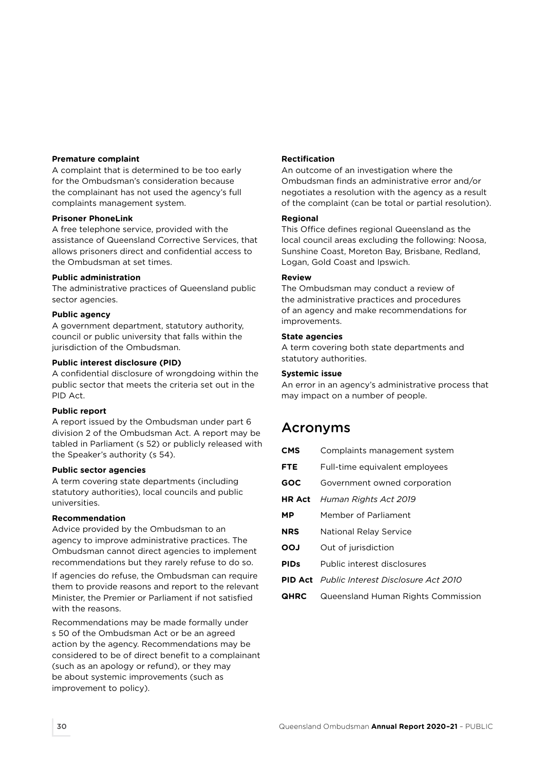**Premature complaint**

A complaint that is determined to be too early for the Ombudsman's consideration because the complainant has not used the agency's full complaints management system.

**Prisoner PhoneLink**

A free telephone service, provided with the assistance of Queensland Corrective Services, that allows prisoners direct and confidential access to the Ombudsman at set times.

**Public administration**

The administrative practices of Queensland public sector agencies.

**Public agency**

A government department, statutory authority, council or public university that falls within the jurisdiction of the Ombudsman.

**Public interest disclosure (PID)**

A confidential disclosure of wrongdoing within the public sector that meets the criteria set out in the PID Act.

**Public report**

A report issued by the Ombudsman under part 6 division 2 of the Ombudsman Act. A report may be tabled in Parliament (s 52) or publicly released with the Speaker's authority (s 54).

**Public sector agencies**

A term covering state departments (including statutory authorities), local councils and public universities.

**Recommendation**

Advice provided by the Ombudsman to an agency to improve administrative practices. The Ombudsman cannot direct agencies to implement recommendations but they rarely refuse to do so.

If agencies do refuse, the Ombudsman can require them to provide reasons and report to the relevant Minister, the Premier or Parliament if not satisfied with the reasons.

Recommendations may be made formally under s 50 of the Ombudsman Act or be an agreed action by the agency. Recommendations may be considered to be of direct benefit to a complainant (such as an apology or refund), or they may be about systemic improvements (such as improvement to policy).

**Rectification**

An outcome of an investigation where the Ombudsman finds an administrative error and/or negotiates a resolution with the agency as a result of the complaint (can be total or partial resolution).

**Regional**

This Office defines regional Queensland as the local council areas excluding the following: Noosa, Sunshine Coast, Moreton Bay, Brisbane, Redland, Logan, Gold Coast and Ipswich.

**Review**

The Ombudsman may conduct a review of the administrative practices and procedures of an agency and make recommendations for improvements.

**State agencies**

A term covering both state departments and statutory authorities.

**Systemic issue**

An error in an agency's administrative process that may impact on a number of people.

## Acronyms

| | |
|---|---|
| **CMS** | Complaints management system |
| **FTE** | Full-time equivalent employees |
| **GOC** | Government owned corporation |
| **HR Act** | *Human Rights Act 2019* |
| **MP** | Member of Parliament |
| **NRS** | National Relay Service |
| **OOJ** | Out of jurisdiction |
| **PIDs** | Public interest disclosures |
| **PID Act** | *Public Interest Disclosure Act 2010* |
| **QHRC** | Queensland Human Rights Commission |